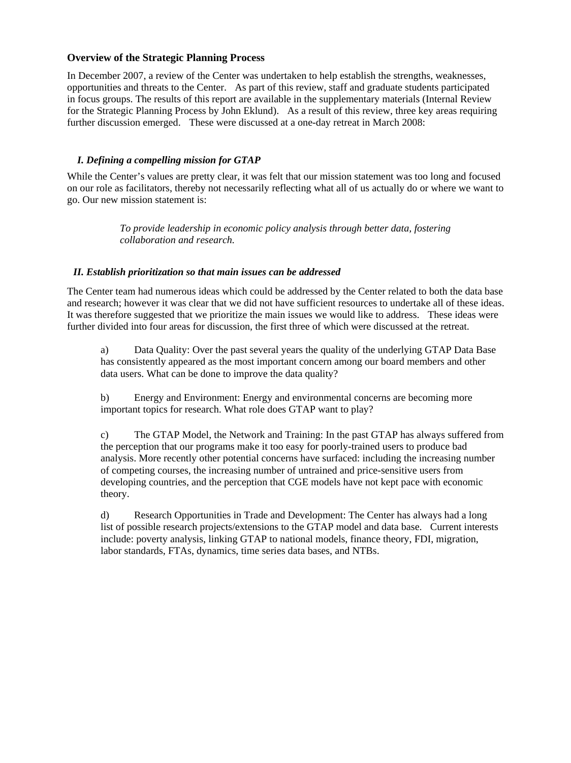## Overview of the Strategic Planning Process

In December 2007, a review of the Center was undertaken to help establish the strengths, weaknesses, opportunities and threats to the Center. As part of this review, staff and graduate students participated in focus groups. The results of this report are available in the supplementary materials (Internal Review for the Strategic Planning Process by John Eklund). As a result of this review, three key areas requiring further discussion emerged. These were discussed at a one-day retreat in March 2008:

### *I. Defining a compelling mission for GTAP*

While the Center's values are pretty clear, it was felt that our mission statement was too long and focused on our role as facilitators, thereby not necessarily reflecting what all of us actually do or where we want to go. Our new mission statement is:

> *To provide leadership in economic policy analysis through better data, fostering collaboration and research.*

### *II. Establish prioritization so that main issues can be addressed*

The Center team had numerous ideas which could be addressed by the Center related to both the data base and research; however it was clear that we did not have sufficient resources to undertake all of these ideas. It was therefore suggested that we prioritize the main issues we would like to address. These ideas were further divided into four areas for discussion, the first three of which were discussed at the retreat.

a) Data Quality: Over the past several years the quality of the underlying GTAP Data Base has consistently appeared as the most important concern among our board members and other data users. What can be done to improve the data quality?

b) Energy and Environment: Energy and environmental concerns are becoming more important topics for research. What role does GTAP want to play?

c) The GTAP Model, the Network and Training: In the past GTAP has always suffered from the perception that our programs make it too easy for poorly-trained users to produce bad analysis. More recently other potential concerns have surfaced: including the increasing number of competing courses, the increasing number of untrained and price-sensitive users from developing countries, and the perception that CGE models have not kept pace with economic theory.

d) Research Opportunities in Trade and Development: The Center has always had a long list of possible research projects/extensions to the GTAP model and data base. Current interests include: poverty analysis, linking GTAP to national models, finance theory, FDI, migration, labor standards, FTAs, dynamics, time series data bases, and NTBs.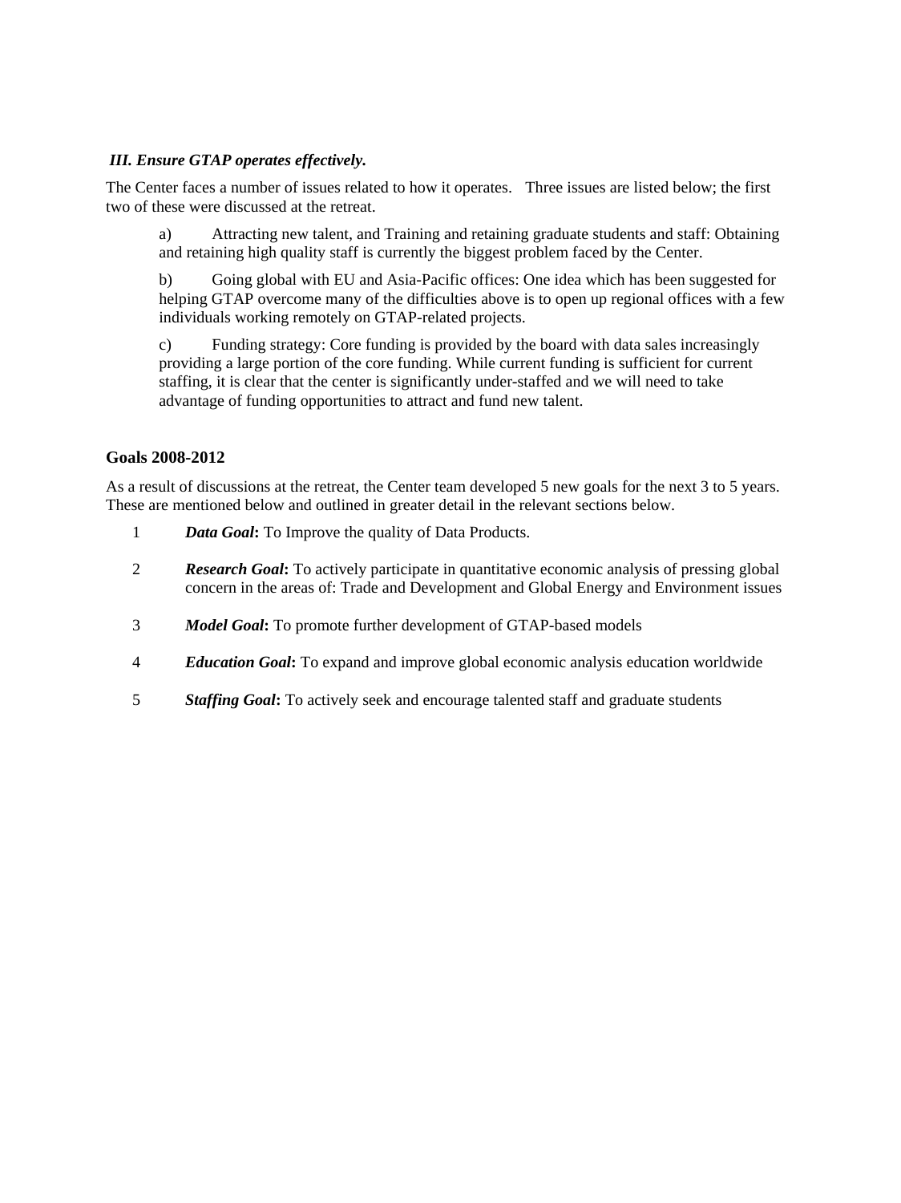***III. Ensure GTAP operates effectively.***

The Center faces a number of issues related to how it operates. Three issues are listed below; the first two of these were discussed at the retreat.

a) Attracting new talent, and Training and retaining graduate students and staff: Obtaining and retaining high quality staff is currently the biggest problem faced by the Center.

b) Going global with EU and Asia-Pacific offices: One idea which has been suggested for helping GTAP overcome many of the difficulties above is to open up regional offices with a few individuals working remotely on GTAP-related projects.

c) Funding strategy: Core funding is provided by the board with data sales increasingly providing a large portion of the core funding. While current funding is sufficient for current staffing, it is clear that the center is significantly under-staffed and we will need to take advantage of funding opportunities to attract and fund new talent.

**Goals 2008-2012**

As a result of discussions at the retreat, the Center team developed 5 new goals for the next 3 to 5 years. These are mentioned below and outlined in greater detail in the relevant sections below.

1. ***Data Goal*****:** To Improve the quality of Data Products.
2. ***Research Goal*****:** To actively participate in quantitative economic analysis of pressing global concern in the areas of: Trade and Development and Global Energy and Environment issues
3. ***Model Goal*****:** To promote further development of GTAP-based models
4. ***Education Goal*****:** To expand and improve global economic analysis education worldwide
5. ***Staffing Goal*****:** To actively seek and encourage talented staff and graduate students